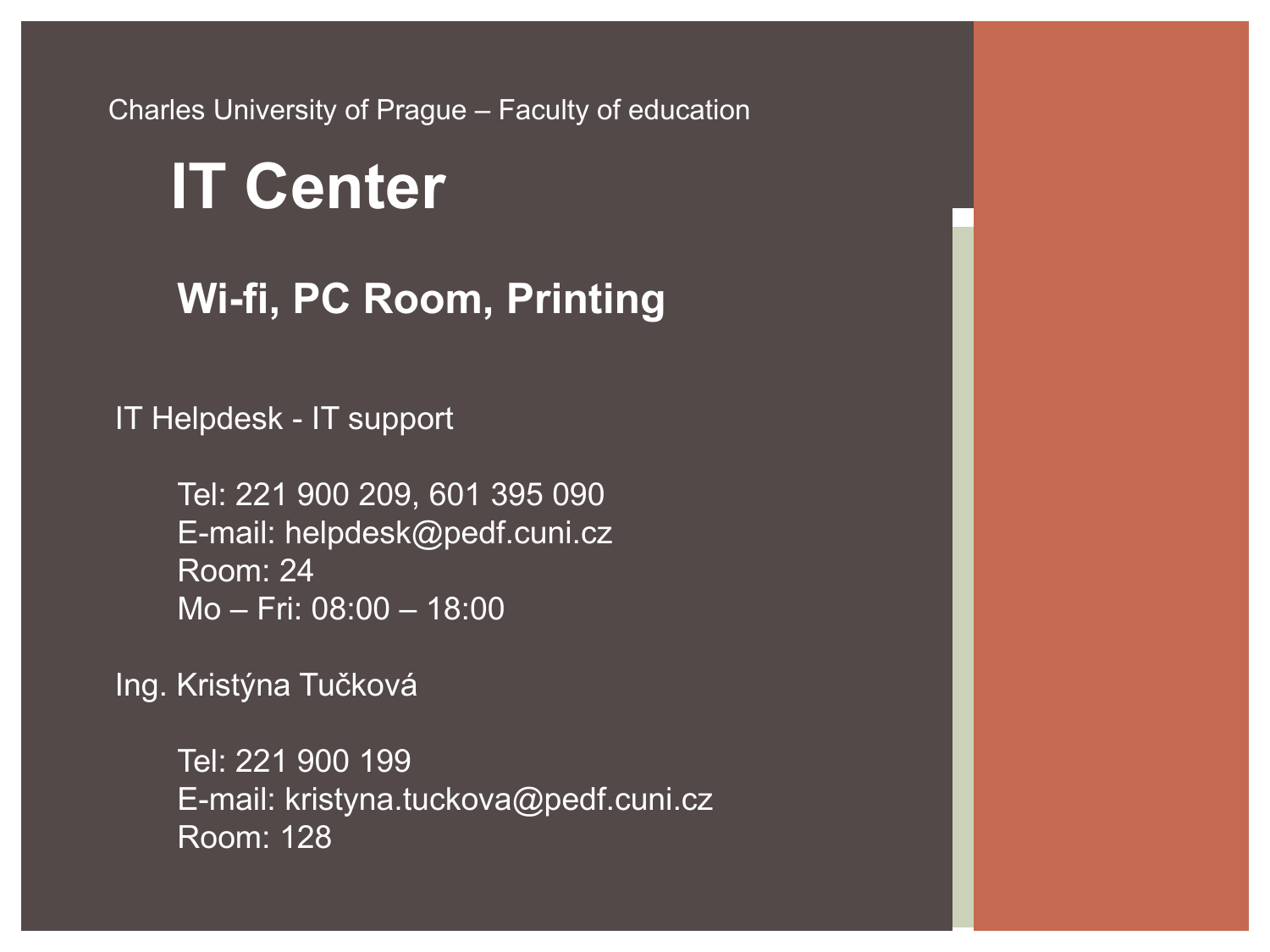Charles University of Prague – Faculty of education

# IT Center

## Wi-fi, PC Room, Printing

IT Helpdesk - IT support

Tel: 221 900 209, 601 395 090
E-mail: helpdesk@pedf.cuni.cz
Room: 24
Mo – Fri: 08:00 – 18:00

Ing. Kristýna Tučková

Tel: 221 900 199
E-mail: kristyna.tuckova@pedf.cuni.cz
Room: 128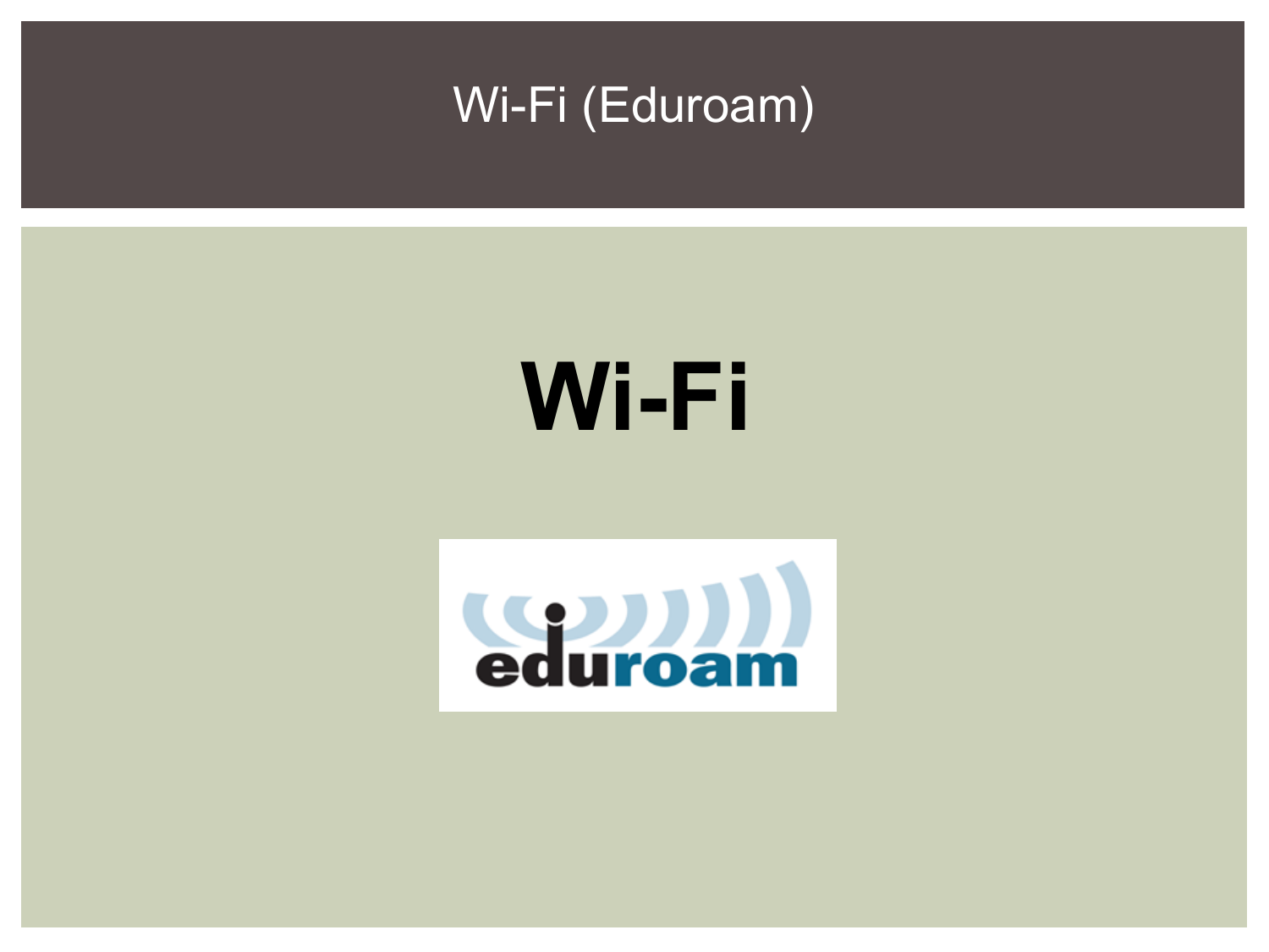# Wi-Fi (Eduroam)

## Wi-Fi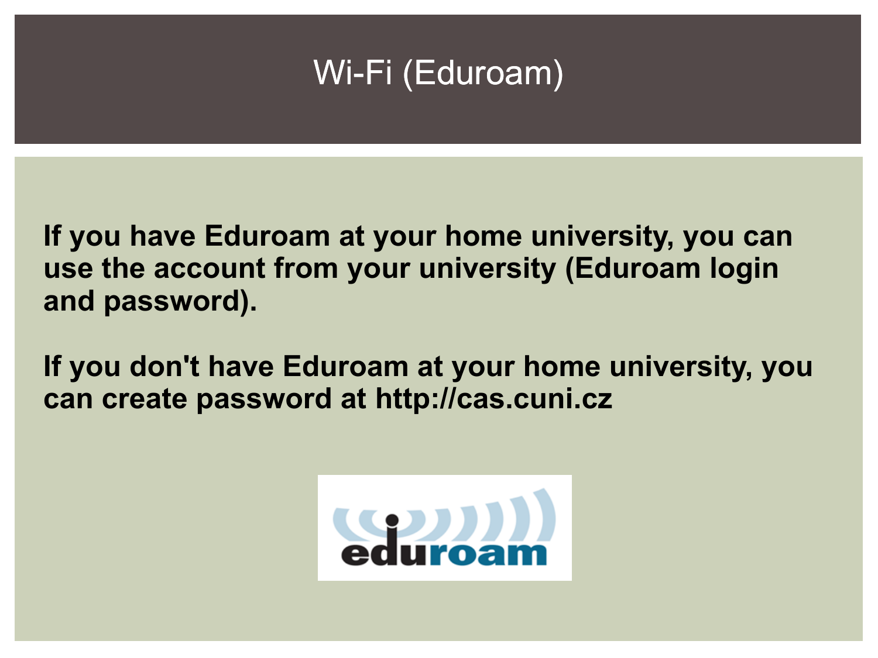# Wi-Fi (Eduroam)

**If you have Eduroam at your home university, you can use the account from your university (Eduroam login and password).**

**If you don't have Eduroam at your home university, you can create password at http://cas.cuni.cz**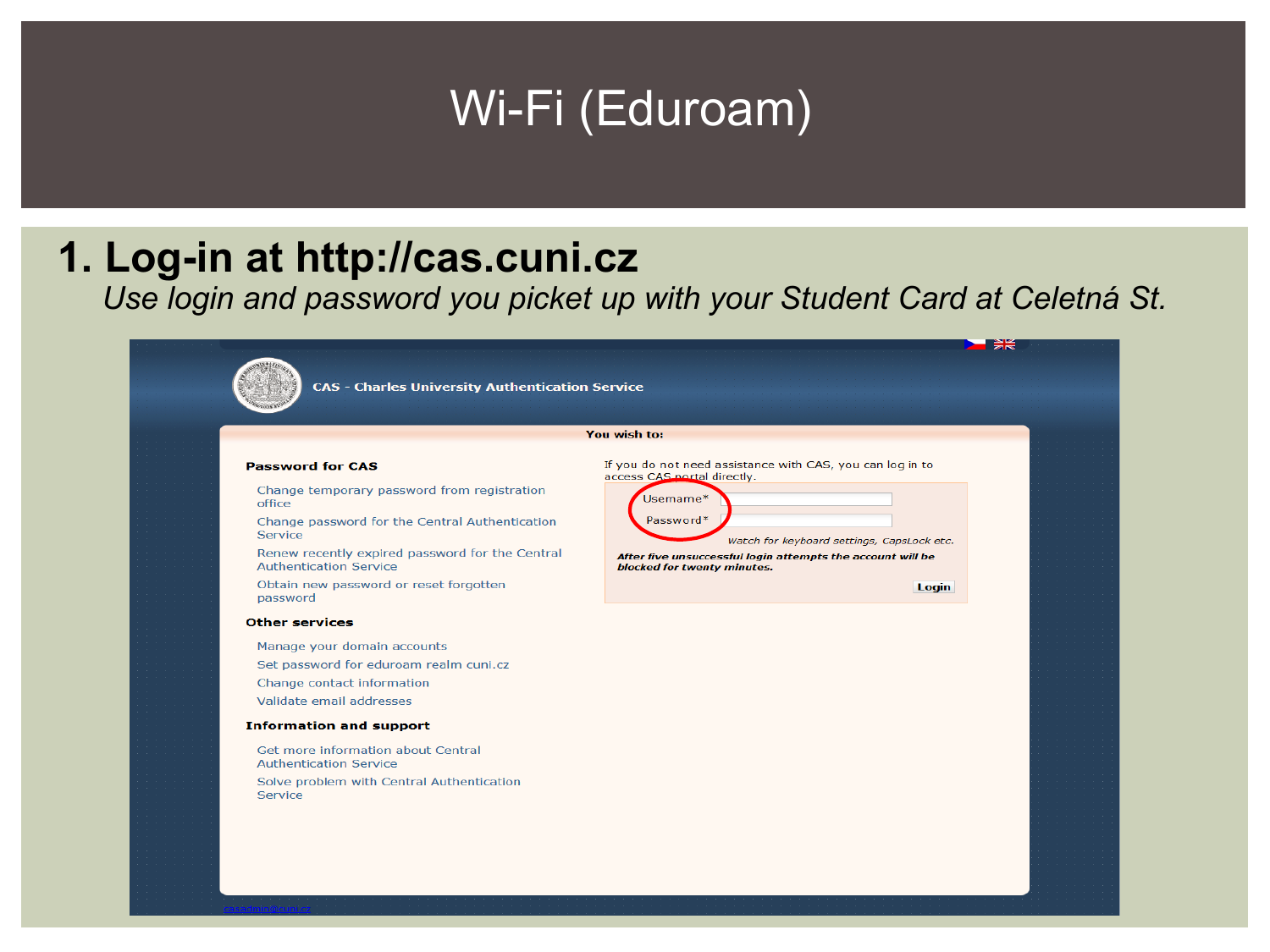# Wi-Fi (Eduroam)

## 1. Log-in at http://cas.cuni.cz

*Use login and password you picket up with your Student Card at Celetná St.*

CAS - Charles University Authentication Service

You wish to:

**Password for CAS**

- Change temporary password from registration office
- Change password for the Central Authentication Service
- Renew recently expired password for the Central Authentication Service
- Obtain new password or reset forgotten password

**Other services**

- Manage your domain accounts
- Set password for eduroam realm cuni.cz
- Change contact information
- Validate email addresses

**Information and support**

- Get more information about Central Authentication Service
- Solve problem with Central Authentication Service

If you do not need assistance with CAS, you can log in to access CAS portal directly.

Username*

Password*

*Watch for keyboard settings, CapsLock etc.*

***After five unsuccessful login attempts the account will be blocked for twenty minutes.***

Login

casadmin@cuni.cz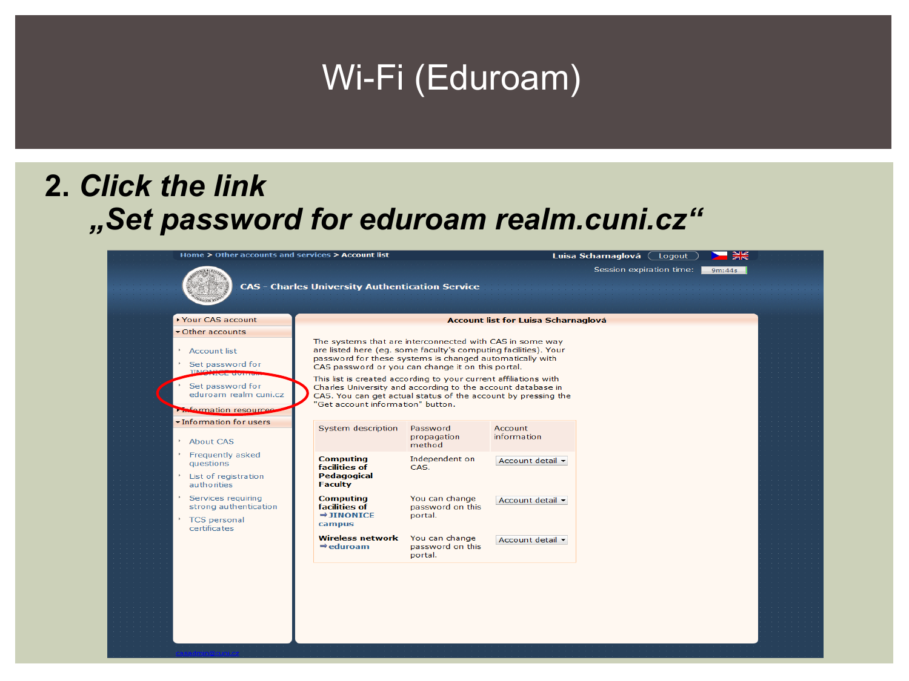# Wi-Fi (Eduroam)

## 2. *Click the link „Set password for eduroam realm.cuni.cz“*

Home > Other accounts and services > Account list

Luisa Scharnaglová Logout

Session expiration time: 9m:44s

CAS - Charles University Authentication Service

- Your CAS account
- Other accounts
  - Account list
  - Set password for JINONICE domain
  - Set password for eduroam realm cuni.cz
- Information resources
- Information for users
  - About CAS
  - Frequently asked questions
  - List of registration authorities
  - Services requiring strong authentication
  - TCS personal certificates

casadmin@cuni.cz

**Account list for Luisa Scharnaglová**

The systems that are interconnected with CAS in some way are listed here (eg. some faculty's computing facilities). Your password for these systems is changed automatically with CAS password or you can change it on this portal.

This list is created according to your current affiliations with Charles University and according to the account database in CAS. You can get actual status of the account by pressing the "Get account information" button.

| System description | Password propagation method | Account information |
|---|---|---|
| **Computing facilities of Pedagogical Faculty** | Independent on CAS. | Account detail |
| **Computing facilities of ➡ JINONICE campus** | You can change password on this portal. | Account detail |
| **Wireless network ➡ eduroam** | You can change password on this portal. | Account detail |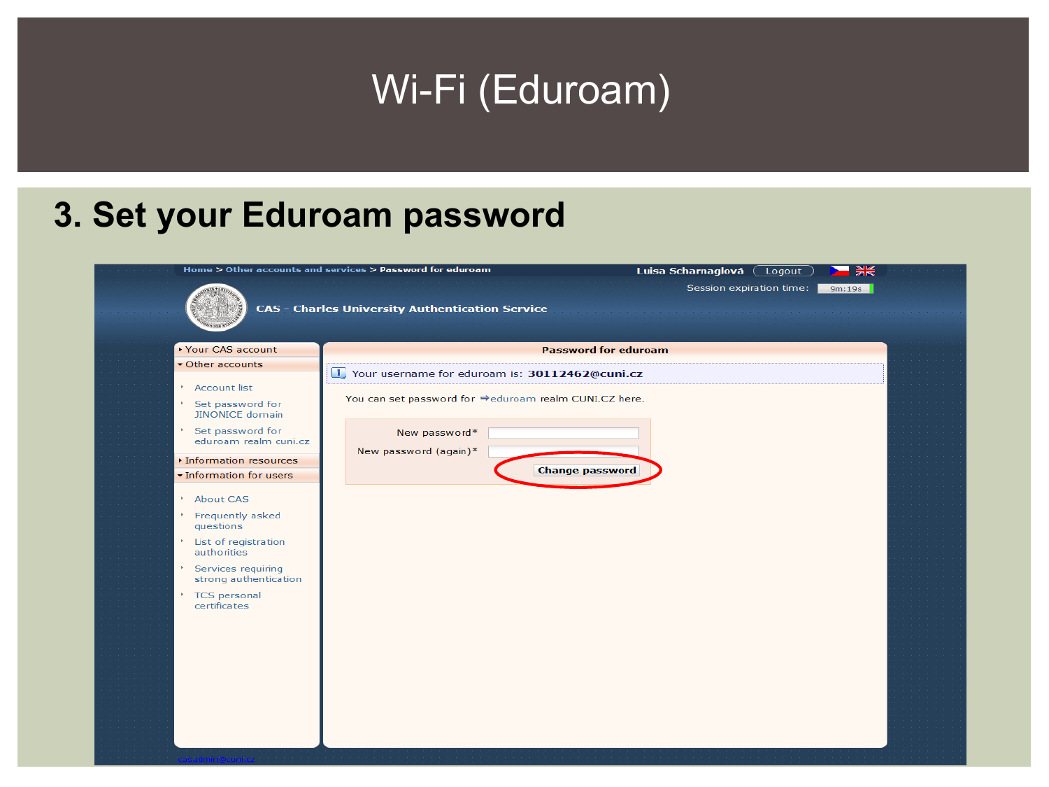# Wi-Fi (Eduroam)

## 3. Set your Eduroam password

Home > Other accounts and services > Password for eduroam

Luisa Scharnaglová Logout

Session expiration time: 9m:19s

CAS - Charles University Authentication Service

- Your CAS account
- Other accounts
  - Account list
  - Set password for JINONICE domain
  - Set password for eduroam realm cuni.cz
- Information resources
- Information for users
  - About CAS
  - Frequently asked questions
  - List of registration authorities
  - Services requiring strong authentication
  - TCS personal certificates

**Password for eduroam**

Your username for eduroam is: **30112462@cuni.cz**

You can set password for eduroam realm CUNI.CZ here.

New password*

New password (again)*

Change password

casadmin@cuni.cz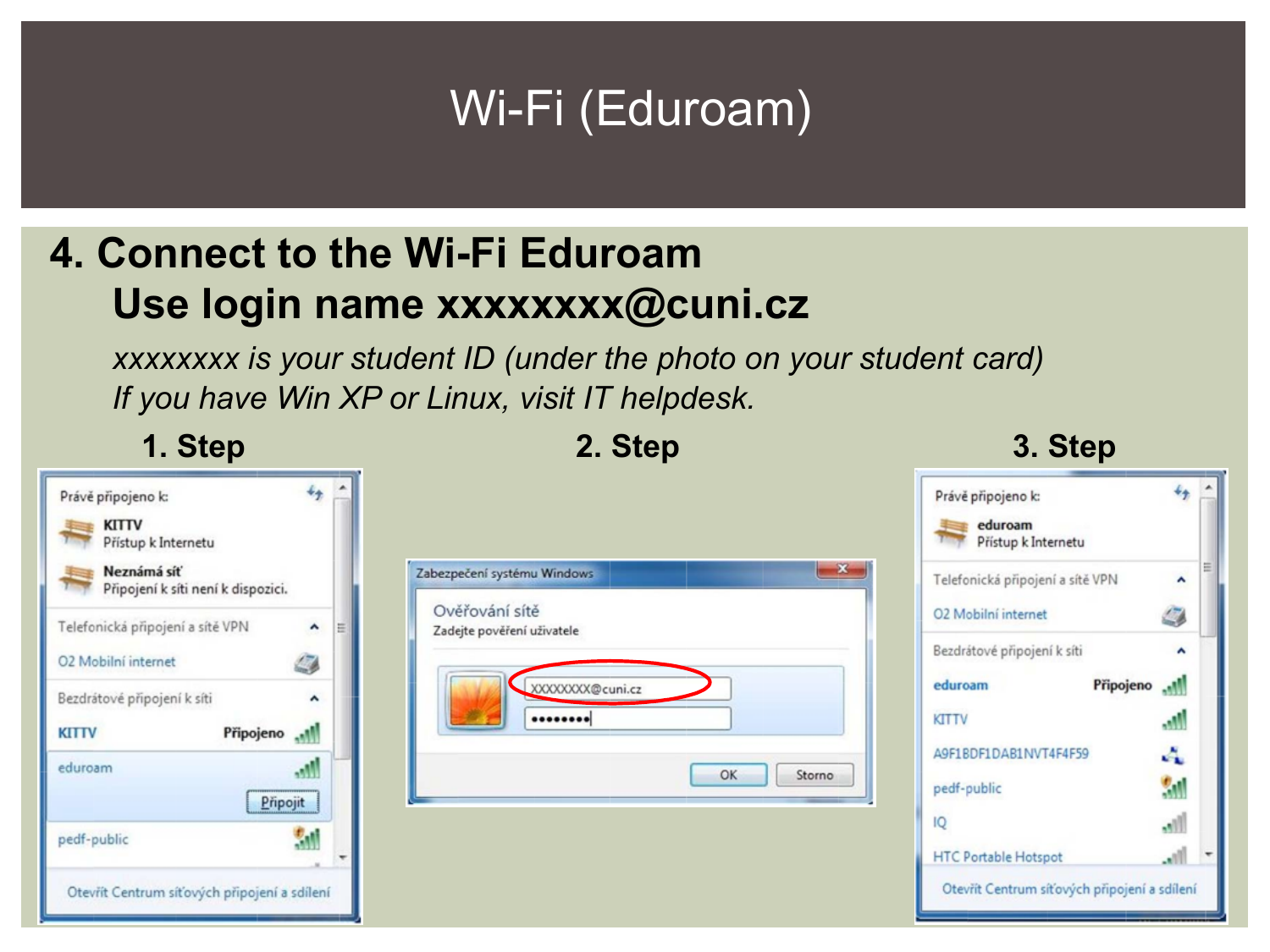# Wi-Fi (Eduroam)

## 4. Connect to the Wi-Fi Eduroam

**Use login name xxxxxxxx@cuni.cz**

*xxxxxxxx is your student ID (under the photo on your student card)*

*If you have Win XP or Linux, visit IT helpdesk.*

**1. Step**

**2. Step**

**3. Step**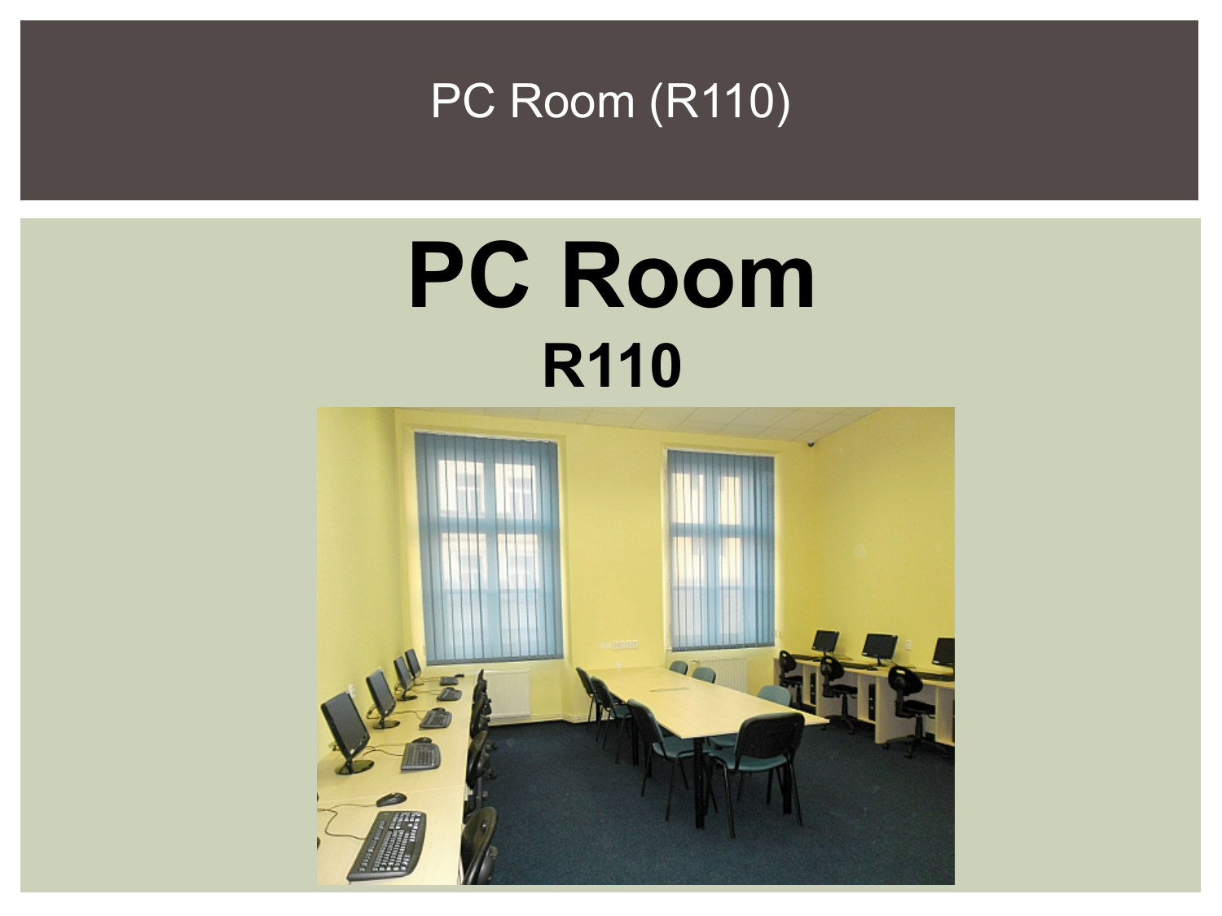# PC Room (R110)

## PC Room

### R110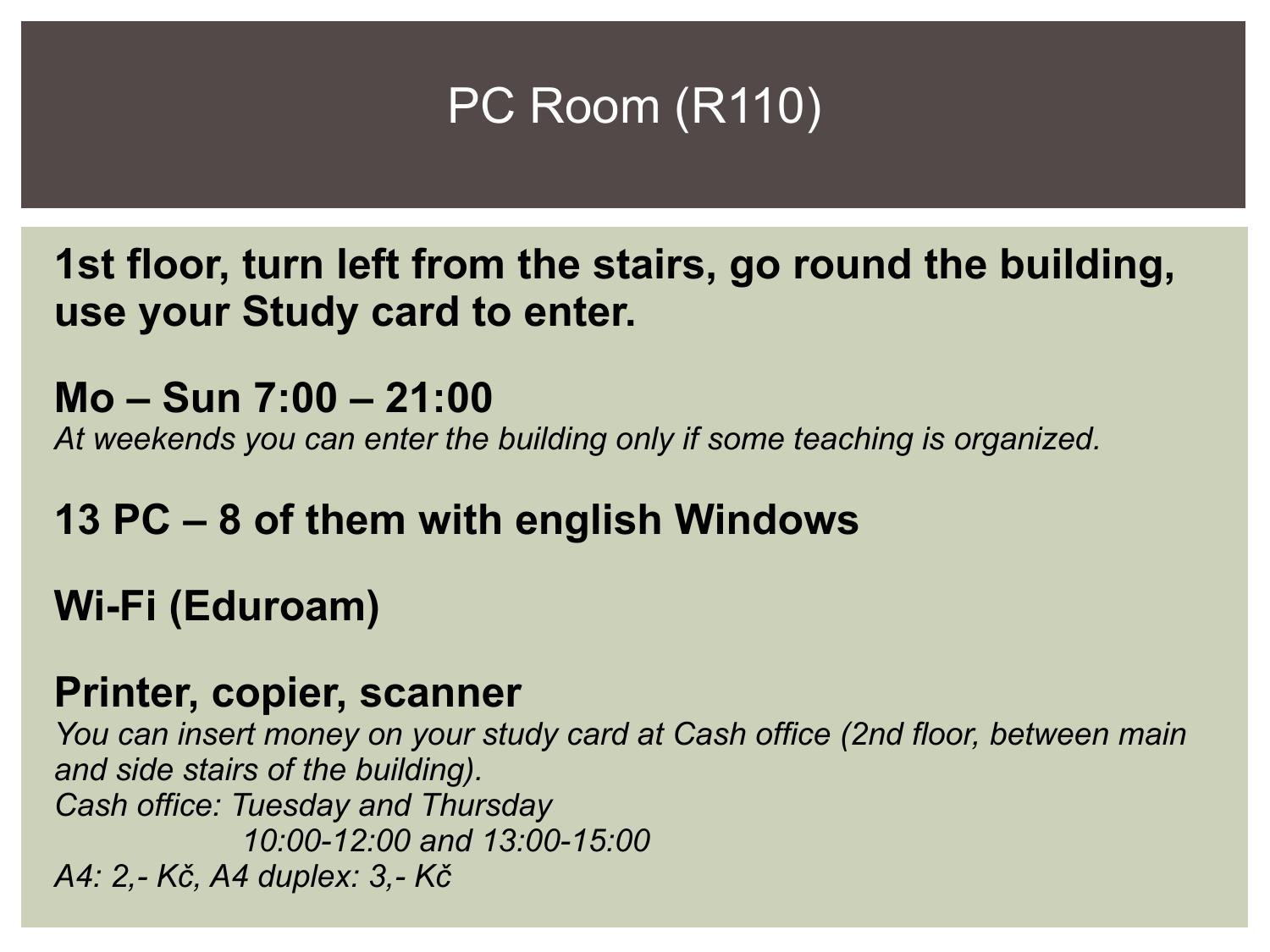# PC Room (R110)

**1st floor, turn left from the stairs, go round the building, use your Study card to enter.**

**Mo – Sun 7:00 – 21:00**

*At weekends you can enter the building only if some teaching is organized.*

**13 PC – 8 of them with english Windows**

**Wi-Fi (Eduroam)**

**Printer, copier, scanner**

*You can insert money on your study card at Cash office (2nd floor, between main and side stairs of the building).*

*Cash office: Tuesday and Thursday*
*10:00-12:00 and 13:00-15:00*

*A4: 2,- Kč, A4 duplex: 3,- Kč*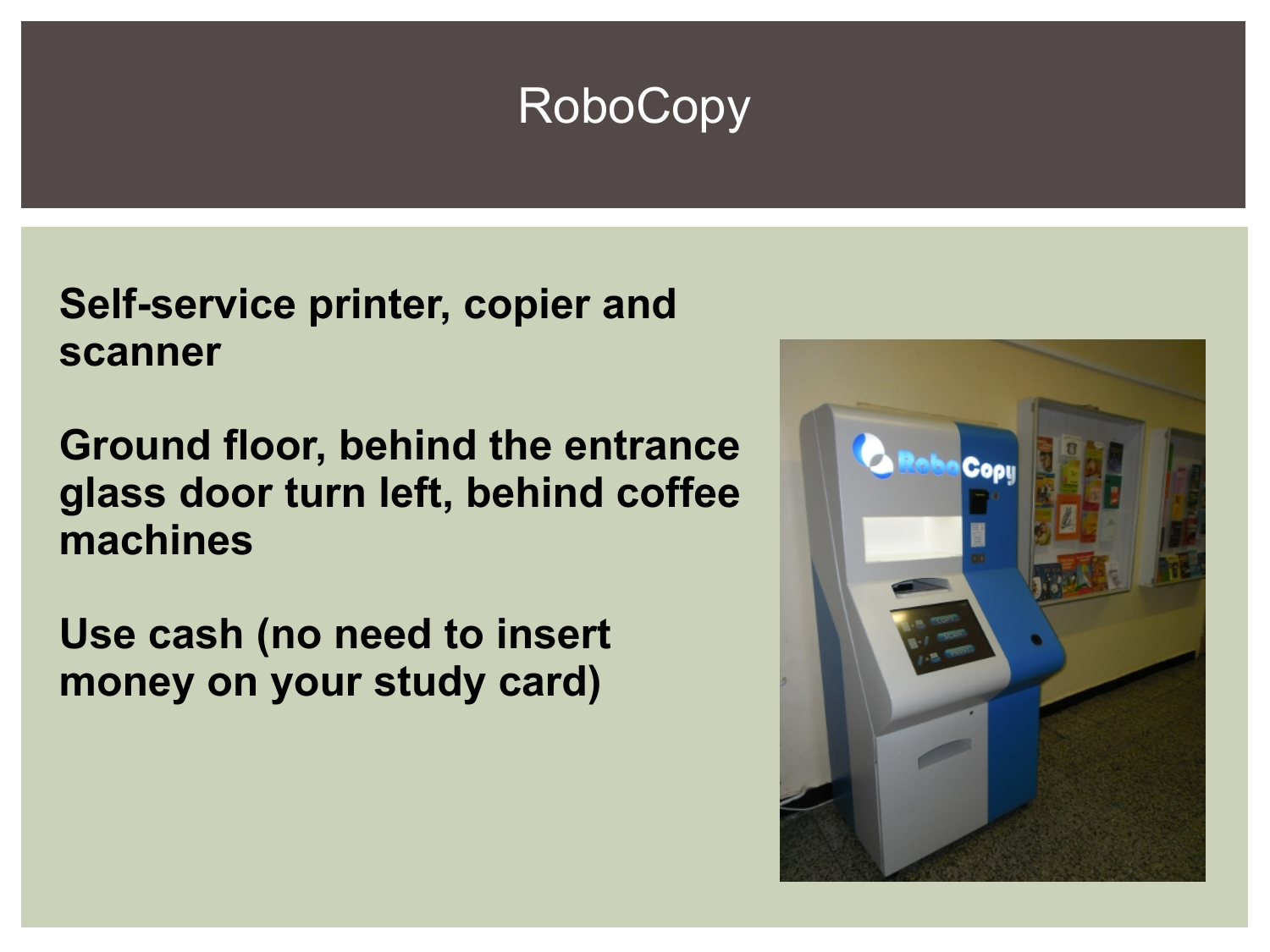# RoboCopy

**Self-service printer, copier and scanner**

**Ground floor, behind the entrance glass door turn left, behind coffee machines**

**Use cash (no need to insert money on your study card)**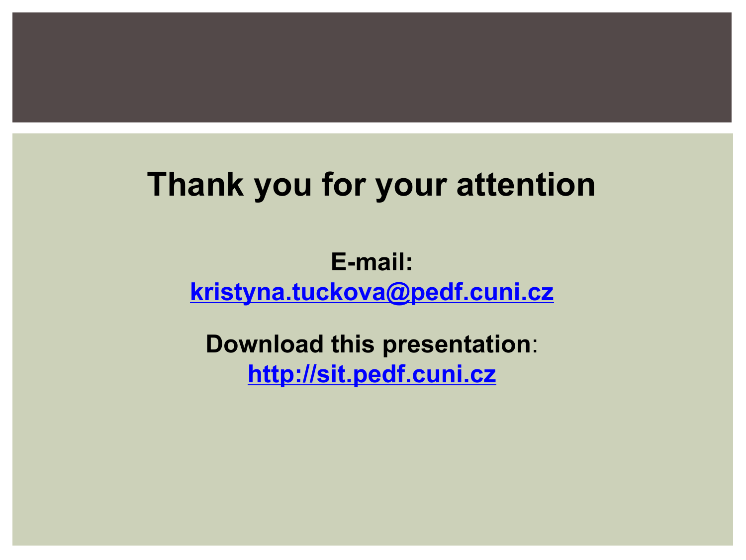# Thank you for your attention

**E-mail:**
**[kristyna.tuckova@pedf.cuni.cz](mailto:kristyna.tuckova@pedf.cuni.cz)**

**Download this presentation**:
**[http://sit.pedf.cuni.cz](http://sit.pedf.cuni.cz)**